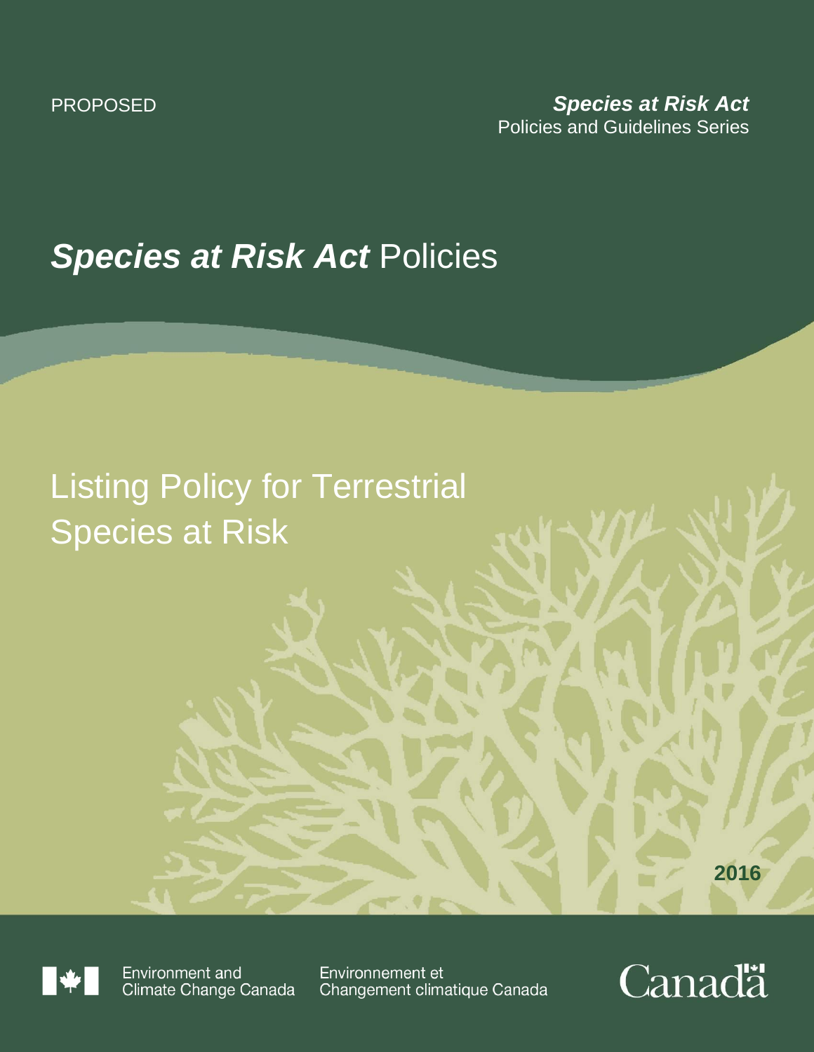PROPOSED

***Species at Risk Act***
Policies and Guidelines Series

# ***Species at Risk Act*** Policies

## Listing Policy for Terrestrial Species at Risk

**2016**

Environment and Climate Change Canada

Environnement et Changement climatique Canada

Canada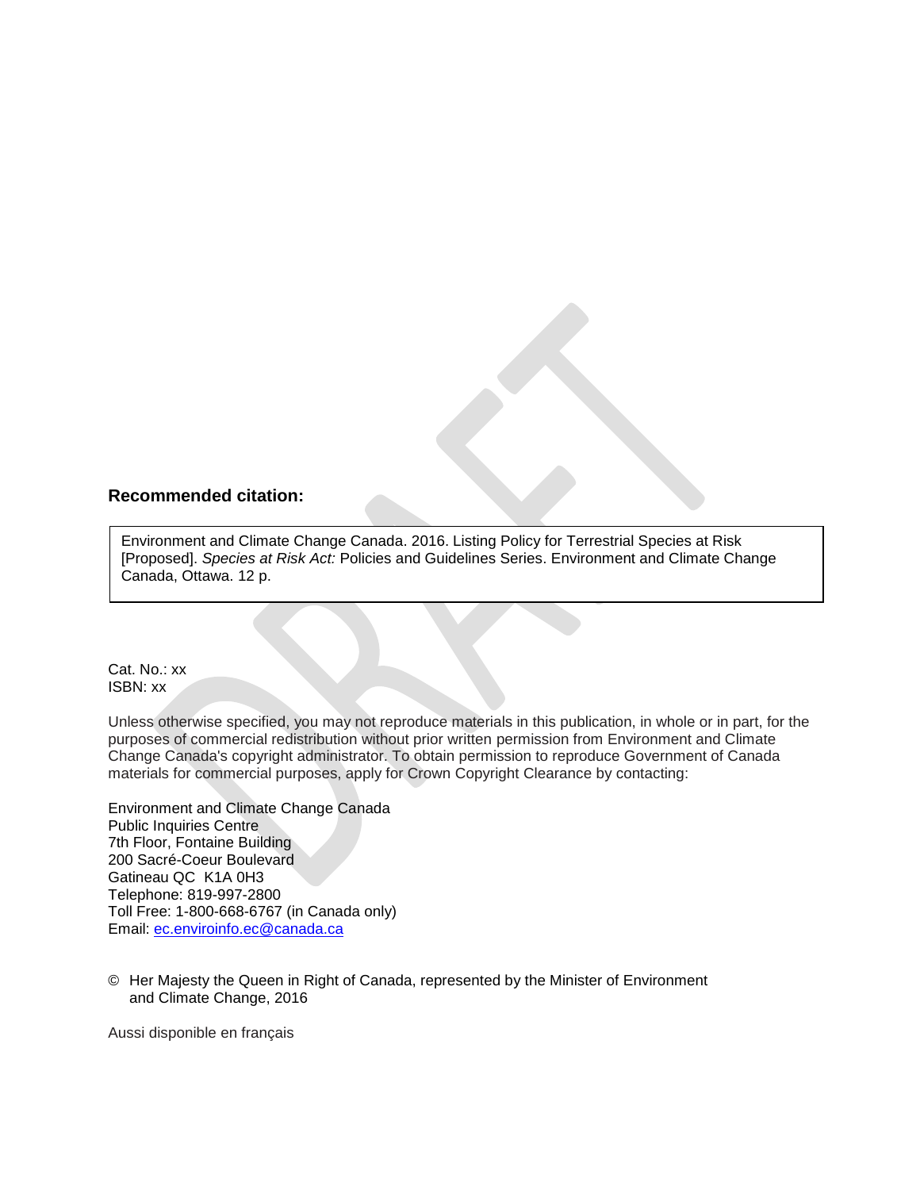**Recommended citation:**

Environment and Climate Change Canada. 2016. Listing Policy for Terrestrial Species at Risk [Proposed]. *Species at Risk Act:* Policies and Guidelines Series. Environment and Climate Change Canada, Ottawa. 12 p.

Cat. No.: xx
ISBN: xx

Unless otherwise specified, you may not reproduce materials in this publication, in whole or in part, for the purposes of commercial redistribution without prior written permission from Environment and Climate Change Canada's copyright administrator. To obtain permission to reproduce Government of Canada materials for commercial purposes, apply for Crown Copyright Clearance by contacting:

Environment and Climate Change Canada
Public Inquiries Centre
7th Floor, Fontaine Building
200 Sacré-Coeur Boulevard
Gatineau QC K1A 0H3
Telephone: 819-997-2800
Toll Free: 1-800-668-6767 (in Canada only)
Email: ec.enviroinfo.ec@canada.ca

© Her Majesty the Queen in Right of Canada, represented by the Minister of Environment and Climate Change, 2016

Aussi disponible en français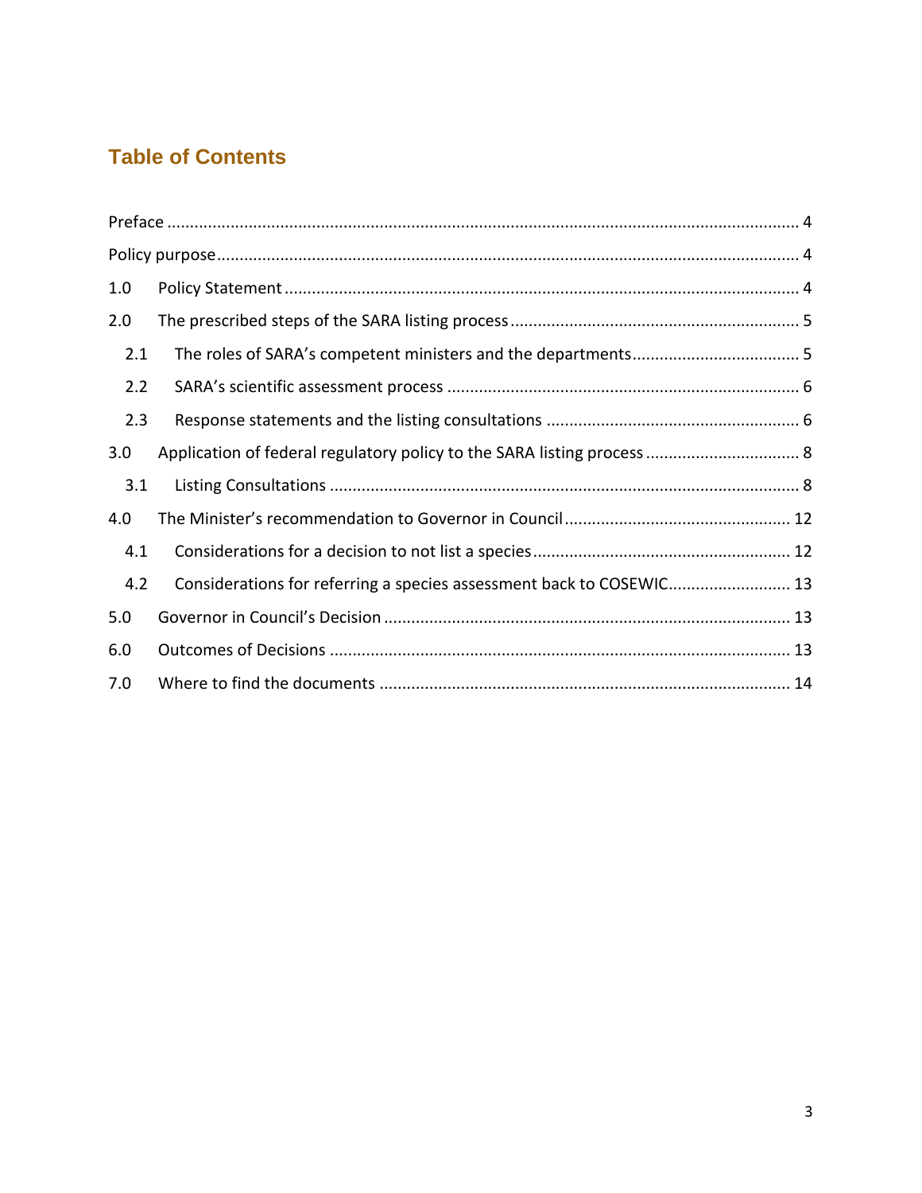# Table of Contents

Preface ........................................................................................................................ 4

Policy purpose ............................................................................................................. 4

1.0 Policy Statement ................................................................................................. 4

2.0 The prescribed steps of the SARA listing process ................................................ 5

  2.1 The roles of SARA's competent ministers and the departments ..................... 5

  2.2 SARA's scientific assessment process .............................................................. 6

  2.3 Response statements and the listing consultations ........................................ 6

3.0 Application of federal regulatory policy to the SARA listing process ................... 8

  3.1 Listing Consultations ........................................................................................ 8

4.0 The Minister's recommendation to Governor in Council .................................. 12

  4.1 Considerations for a decision to not list a species ......................................... 12

  4.2 Considerations for referring a species assessment back to COSEWIC ............ 13

5.0 Governor in Council's Decision ......................................................................... 13

6.0 Outcomes of Decisions ..................................................................................... 13

7.0 Where to find the documents .......................................................................... 14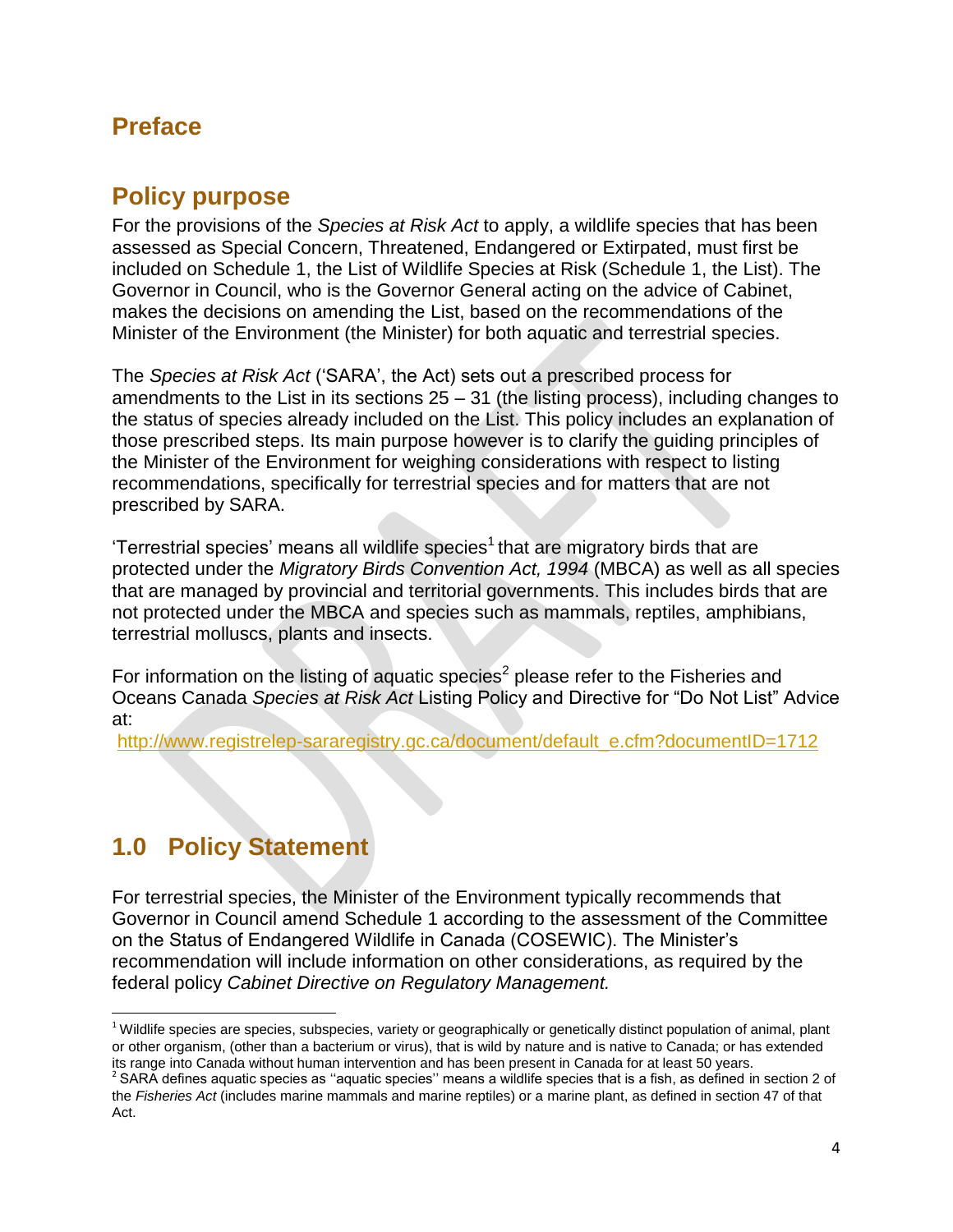## Preface

## Policy purpose

For the provisions of the *Species at Risk Act* to apply, a wildlife species that has been assessed as Special Concern, Threatened, Endangered or Extirpated, must first be included on Schedule 1, the List of Wildlife Species at Risk (Schedule 1, the List). The Governor in Council, who is the Governor General acting on the advice of Cabinet, makes the decisions on amending the List, based on the recommendations of the Minister of the Environment (the Minister) for both aquatic and terrestrial species.

The *Species at Risk Act* ('SARA', the Act) sets out a prescribed process for amendments to the List in its sections 25 – 31 (the listing process), including changes to the status of species already included on the List. This policy includes an explanation of those prescribed steps. Its main purpose however is to clarify the guiding principles of the Minister of the Environment for weighing considerations with respect to listing recommendations, specifically for terrestrial species and for matters that are not prescribed by SARA.

'Terrestrial species' means all wildlife species[1] that are migratory birds that are protected under the *Migratory Birds Convention Act, 1994* (MBCA) as well as all species that are managed by provincial and territorial governments. This includes birds that are not protected under the MBCA and species such as mammals, reptiles, amphibians, terrestrial molluscs, plants and insects.

For information on the listing of aquatic species[2] please refer to the Fisheries and Oceans Canada *Species at Risk Act* Listing Policy and Directive for "Do Not List" Advice at:
http://www.registrelep-sararegistry.gc.ca/document/default_e.cfm?documentID=1712

## 1.0 Policy Statement

For terrestrial species, the Minister of the Environment typically recommends that Governor in Council amend Schedule 1 according to the assessment of the Committee on the Status of Endangered Wildlife in Canada (COSEWIC). The Minister's recommendation will include information on other considerations, as required by the federal policy *Cabinet Directive on Regulatory Management.*

---

[1] Wildlife species are species, subspecies, variety or geographically or genetically distinct population of animal, plant or other organism, (other than a bacterium or virus), that is wild by nature and is native to Canada; or has extended its range into Canada without human intervention and has been present in Canada for at least 50 years.

[2] SARA defines aquatic species as ''aquatic species'' means a wildlife species that is a fish, as defined in section 2 of the *Fisheries Act* (includes marine mammals and marine reptiles) or a marine plant, as defined in section 47 of that Act.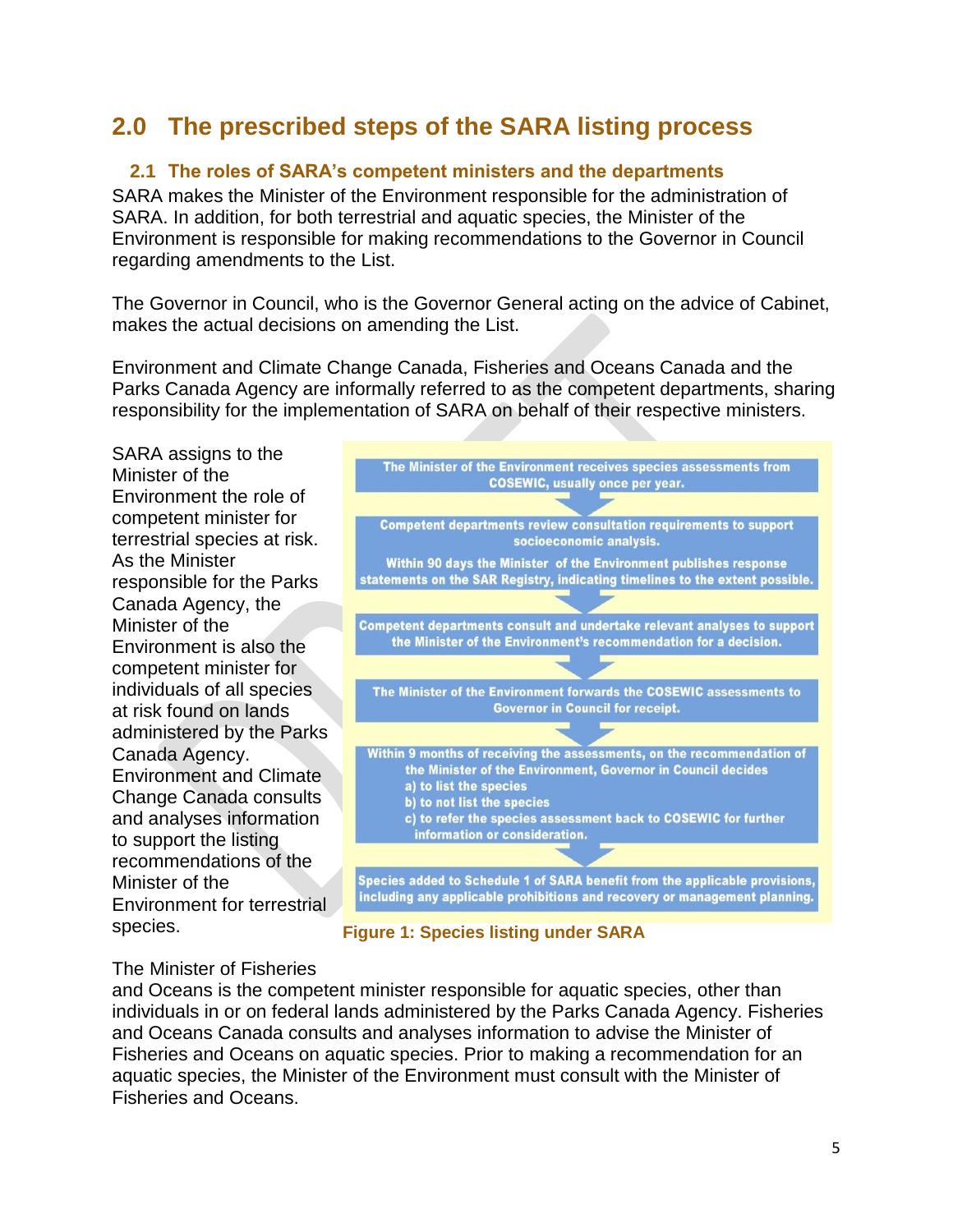# 2.0 The prescribed steps of the SARA listing process

## 2.1 The roles of SARA's competent ministers and the departments

SARA makes the Minister of the Environment responsible for the administration of SARA. In addition, for both terrestrial and aquatic species, the Minister of the Environment is responsible for making recommendations to the Governor in Council regarding amendments to the List.

The Governor in Council, who is the Governor General acting on the advice of Cabinet, makes the actual decisions on amending the List.

Environment and Climate Change Canada, Fisheries and Oceans Canada and the Parks Canada Agency are informally referred to as the competent departments, sharing responsibility for the implementation of SARA on behalf of their respective ministers.

SARA assigns to the Minister of the Environment the role of competent minister for terrestrial species at risk. As the Minister responsible for the Parks Canada Agency, the Minister of the Environment is also the competent minister for individuals of all species at risk found on lands administered by the Parks Canada Agency. Environment and Climate Change Canada consults and analyses information to support the listing recommendations of the Minister of the Environment for terrestrial species.

**The Minister of the Environment receives species assessments from COSEWIC, usually once per year.**

↓

**Competent departments review consultation requirements to support socioeconomic analysis.**

**Within 90 days the Minister of the Environment publishes response statements on the SAR Registry, indicating timelines to the extent possible.**

↓

**Competent departments consult and undertake relevant analyses to support the Minister of the Environment's recommendation for a decision.**

↓

**The Minister of the Environment forwards the COSEWIC assessments to Governor in Council for receipt.**

↓

**Within 9 months of receiving the assessments, on the recommendation of the Minister of the Environment, Governor in Council decides**
**a) to list the species**
**b) to not list the species**
**c) to refer the species assessment back to COSEWIC for further information or consideration.**

↓

**Species added to Schedule 1 of SARA benefit from the applicable provisions, including any applicable prohibitions and recovery or management planning.**

Figure 1: Species listing under SARA

The Minister of Fisheries and Oceans is the competent minister responsible for aquatic species, other than individuals in or on federal lands administered by the Parks Canada Agency. Fisheries and Oceans Canada consults and analyses information to advise the Minister of Fisheries and Oceans on aquatic species. Prior to making a recommendation for an aquatic species, the Minister of the Environment must consult with the Minister of Fisheries and Oceans.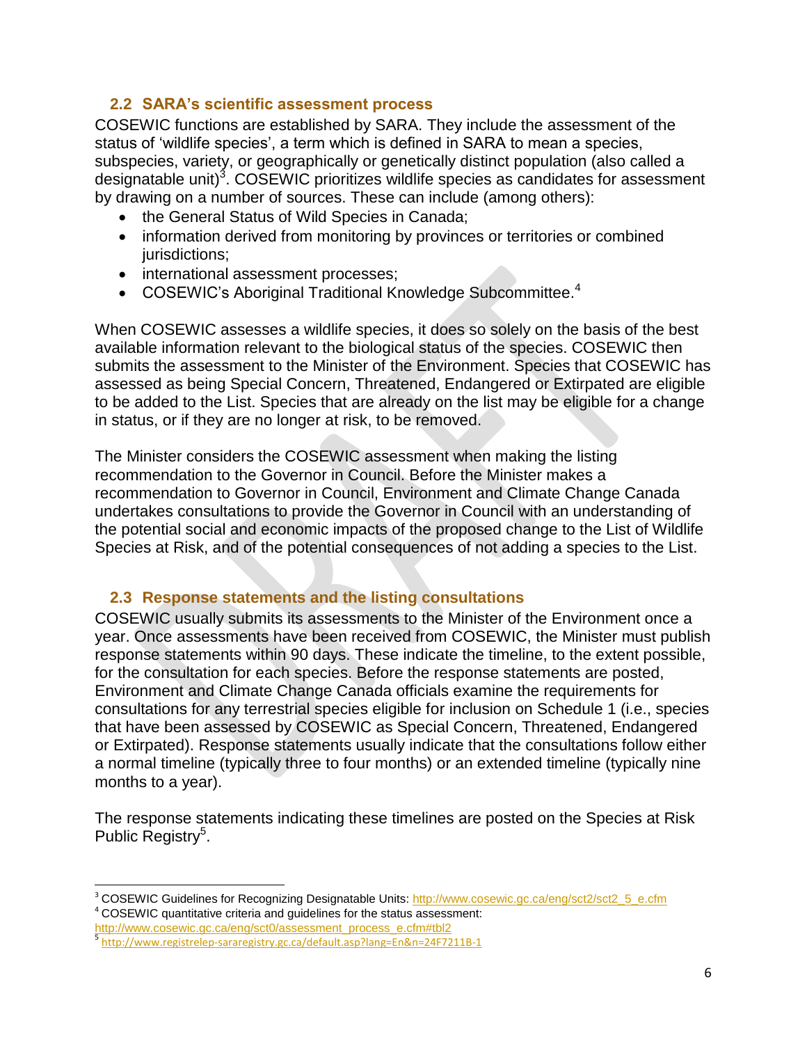## 2.2 SARA's scientific assessment process

COSEWIC functions are established by SARA. They include the assessment of the status of 'wildlife species', a term which is defined in SARA to mean a species, subspecies, variety, or geographically or genetically distinct population (also called a designatable unit)[3]. COSEWIC prioritizes wildlife species as candidates for assessment by drawing on a number of sources. These can include (among others):

- the General Status of Wild Species in Canada;
- information derived from monitoring by provinces or territories or combined jurisdictions;
- international assessment processes;
- COSEWIC's Aboriginal Traditional Knowledge Subcommittee.[4]

When COSEWIC assesses a wildlife species, it does so solely on the basis of the best available information relevant to the biological status of the species. COSEWIC then submits the assessment to the Minister of the Environment. Species that COSEWIC has assessed as being Special Concern, Threatened, Endangered or Extirpated are eligible to be added to the List. Species that are already on the list may be eligible for a change in status, or if they are no longer at risk, to be removed.

The Minister considers the COSEWIC assessment when making the listing recommendation to the Governor in Council. Before the Minister makes a recommendation to Governor in Council, Environment and Climate Change Canada undertakes consultations to provide the Governor in Council with an understanding of the potential social and economic impacts of the proposed change to the List of Wildlife Species at Risk, and of the potential consequences of not adding a species to the List.

## 2.3 Response statements and the listing consultations

COSEWIC usually submits its assessments to the Minister of the Environment once a year. Once assessments have been received from COSEWIC, the Minister must publish response statements within 90 days. These indicate the timeline, to the extent possible, for the consultation for each species. Before the response statements are posted, Environment and Climate Change Canada officials examine the requirements for consultations for any terrestrial species eligible for inclusion on Schedule 1 (i.e., species that have been assessed by COSEWIC as Special Concern, Threatened, Endangered or Extirpated). Response statements usually indicate that the consultations follow either a normal timeline (typically three to four months) or an extended timeline (typically nine months to a year).

The response statements indicating these timelines are posted on the Species at Risk Public Registry[5].

---

[3] COSEWIC Guidelines for Recognizing Designatable Units: http://www.cosewic.gc.ca/eng/sct2/sct2_5_e.cfm

[4] COSEWIC quantitative criteria and guidelines for the status assessment: http://www.cosewic.gc.ca/eng/sct0/assessment_process_e.cfm#tbl2

[5] http://www.registrelep-sararegistry.gc.ca/default.asp?lang=En&n=24F7211B-1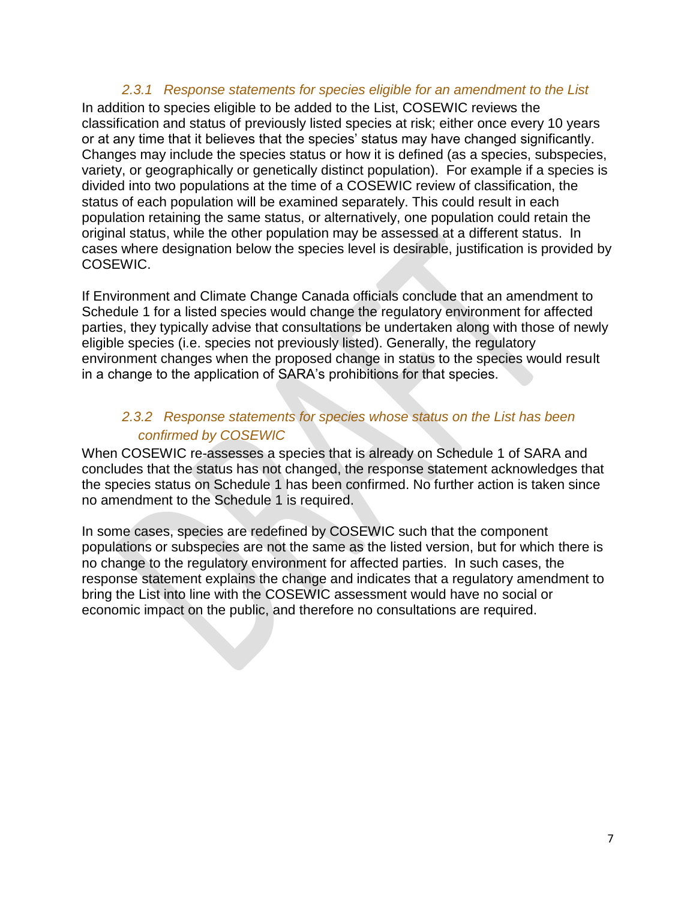### *2.3.1 Response statements for species eligible for an amendment to the List*

In addition to species eligible to be added to the List, COSEWIC reviews the classification and status of previously listed species at risk; either once every 10 years or at any time that it believes that the species' status may have changed significantly. Changes may include the species status or how it is defined (as a species, subspecies, variety, or geographically or genetically distinct population). For example if a species is divided into two populations at the time of a COSEWIC review of classification, the status of each population will be examined separately. This could result in each population retaining the same status, or alternatively, one population could retain the original status, while the other population may be assessed at a different status. In cases where designation below the species level is desirable, justification is provided by COSEWIC.

If Environment and Climate Change Canada officials conclude that an amendment to Schedule 1 for a listed species would change the regulatory environment for affected parties, they typically advise that consultations be undertaken along with those of newly eligible species (i.e. species not previously listed). Generally, the regulatory environment changes when the proposed change in status to the species would result in a change to the application of SARA's prohibitions for that species.

### *2.3.2 Response statements for species whose status on the List has been confirmed by COSEWIC*

When COSEWIC re-assesses a species that is already on Schedule 1 of SARA and concludes that the status has not changed, the response statement acknowledges that the species status on Schedule 1 has been confirmed. No further action is taken since no amendment to the Schedule 1 is required.

In some cases, species are redefined by COSEWIC such that the component populations or subspecies are not the same as the listed version, but for which there is no change to the regulatory environment for affected parties. In such cases, the response statement explains the change and indicates that a regulatory amendment to bring the List into line with the COSEWIC assessment would have no social or economic impact on the public, and therefore no consultations are required.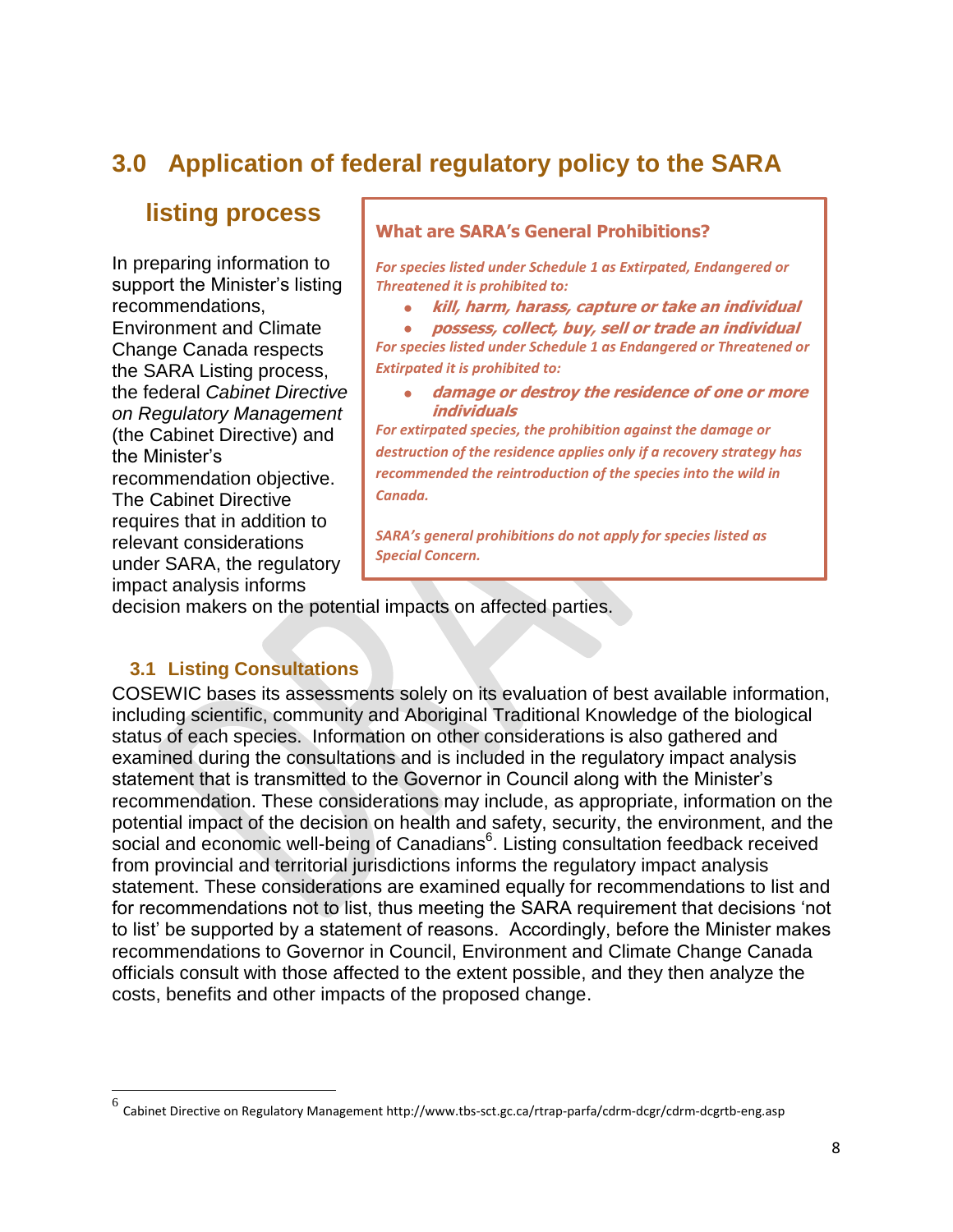## 3.0 Application of federal regulatory policy to the SARA listing process

In preparing information to support the Minister's listing recommendations, Environment and Climate Change Canada respects the SARA Listing process, the federal *Cabinet Directive on Regulatory Management* (the Cabinet Directive) and the Minister's recommendation objective. The Cabinet Directive requires that in addition to relevant considerations under SARA, the regulatory impact analysis informs decision makers on the potential impacts on affected parties.

> **What are SARA's General Prohibitions?**
>
> *For species listed under Schedule 1 as Extirpated, Endangered or Threatened it is prohibited to:*
>
> - ***kill, harm, harass, capture or take an individual***
> - ***possess, collect, buy, sell or trade an individual***
>
> *For species listed under Schedule 1 as Endangered or Threatened or Extirpated it is prohibited to:*
>
> - ***damage or destroy the residence of one or more individuals***
>
> *For extirpated species, the prohibition against the damage or destruction of the residence applies only if a recovery strategy has recommended the reintroduction of the species into the wild in Canada.*
>
> *SARA's general prohibitions do not apply for species listed as Special Concern.*

### 3.1 Listing Consultations

COSEWIC bases its assessments solely on its evaluation of best available information, including scientific, community and Aboriginal Traditional Knowledge of the biological status of each species. Information on other considerations is also gathered and examined during the consultations and is included in the regulatory impact analysis statement that is transmitted to the Governor in Council along with the Minister's recommendation. These considerations may include, as appropriate, information on the potential impact of the decision on health and safety, security, the environment, and the social and economic well-being of Canadians[6]. Listing consultation feedback received from provincial and territorial jurisdictions informs the regulatory impact analysis statement. These considerations are examined equally for recommendations to list and for recommendations not to list, thus meeting the SARA requirement that decisions 'not to list' be supported by a statement of reasons. Accordingly, before the Minister makes recommendations to Governor in Council, Environment and Climate Change Canada officials consult with those affected to the extent possible, and they then analyze the costs, benefits and other impacts of the proposed change.

---

[6] Cabinet Directive on Regulatory Management http://www.tbs-sct.gc.ca/rtrap-parfa/cdrm-dcgr/cdrm-dcgrtb-eng.asp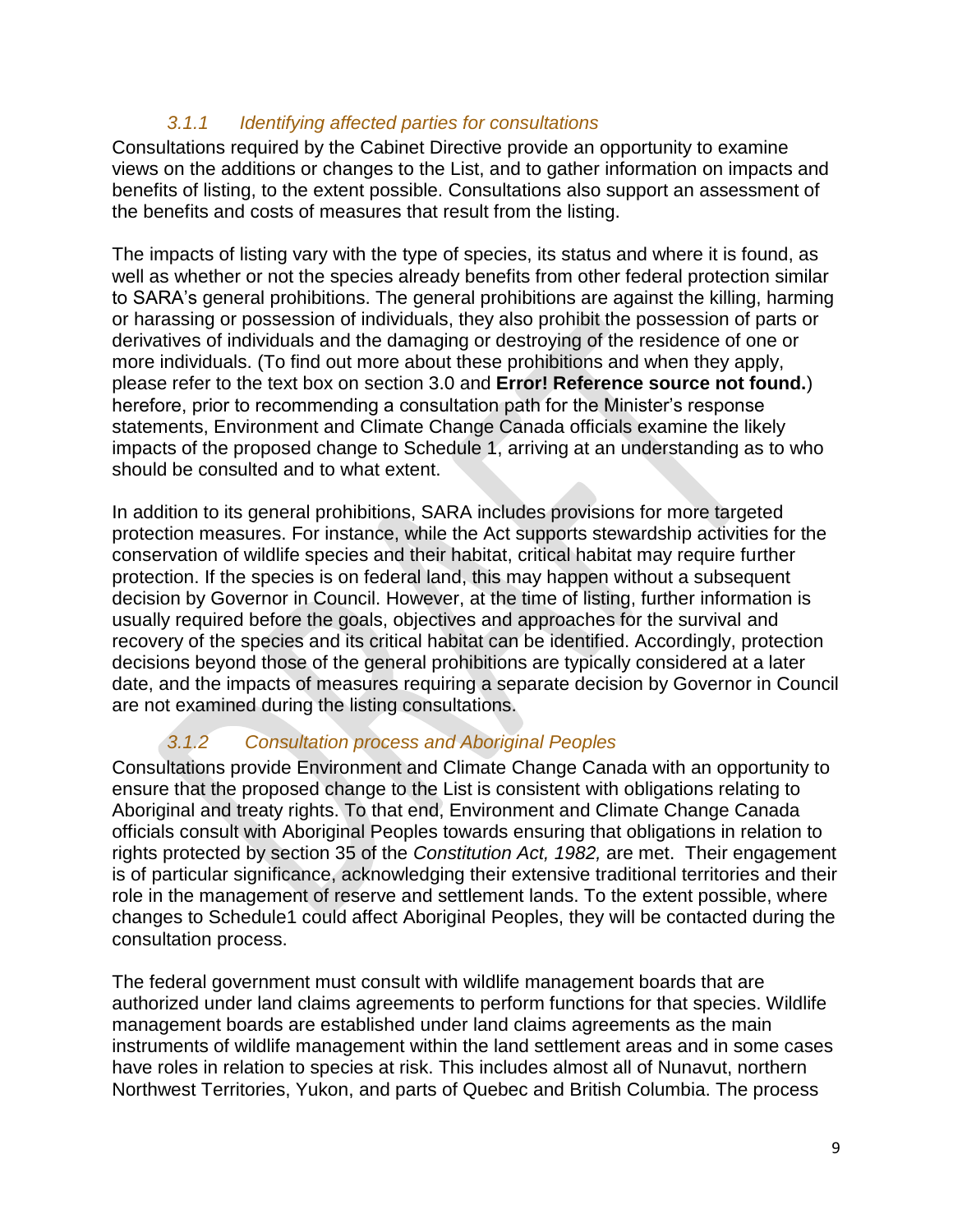### *3.1.1 Identifying affected parties for consultations*

Consultations required by the Cabinet Directive provide an opportunity to examine views on the additions or changes to the List, and to gather information on impacts and benefits of listing, to the extent possible. Consultations also support an assessment of the benefits and costs of measures that result from the listing.

The impacts of listing vary with the type of species, its status and where it is found, as well as whether or not the species already benefits from other federal protection similar to SARA's general prohibitions. The general prohibitions are against the killing, harming or harassing or possession of individuals, they also prohibit the possession of parts or derivatives of individuals and the damaging or destroying of the residence of one or more individuals. (To find out more about these prohibitions and when they apply, please refer to the text box on section 3.0 and **Error! Reference source not found.**) herefore, prior to recommending a consultation path for the Minister's response statements, Environment and Climate Change Canada officials examine the likely impacts of the proposed change to Schedule 1, arriving at an understanding as to who should be consulted and to what extent.

In addition to its general prohibitions, SARA includes provisions for more targeted protection measures. For instance, while the Act supports stewardship activities for the conservation of wildlife species and their habitat, critical habitat may require further protection. If the species is on federal land, this may happen without a subsequent decision by Governor in Council. However, at the time of listing, further information is usually required before the goals, objectives and approaches for the survival and recovery of the species and its critical habitat can be identified. Accordingly, protection decisions beyond those of the general prohibitions are typically considered at a later date, and the impacts of measures requiring a separate decision by Governor in Council are not examined during the listing consultations.

### *3.1.2 Consultation process and Aboriginal Peoples*

Consultations provide Environment and Climate Change Canada with an opportunity to ensure that the proposed change to the List is consistent with obligations relating to Aboriginal and treaty rights. To that end, Environment and Climate Change Canada officials consult with Aboriginal Peoples towards ensuring that obligations in relation to rights protected by section 35 of the *Constitution Act, 1982,* are met. Their engagement is of particular significance, acknowledging their extensive traditional territories and their role in the management of reserve and settlement lands. To the extent possible, where changes to Schedule1 could affect Aboriginal Peoples, they will be contacted during the consultation process.

The federal government must consult with wildlife management boards that are authorized under land claims agreements to perform functions for that species. Wildlife management boards are established under land claims agreements as the main instruments of wildlife management within the land settlement areas and in some cases have roles in relation to species at risk. This includes almost all of Nunavut, northern Northwest Territories, Yukon, and parts of Quebec and British Columbia. The process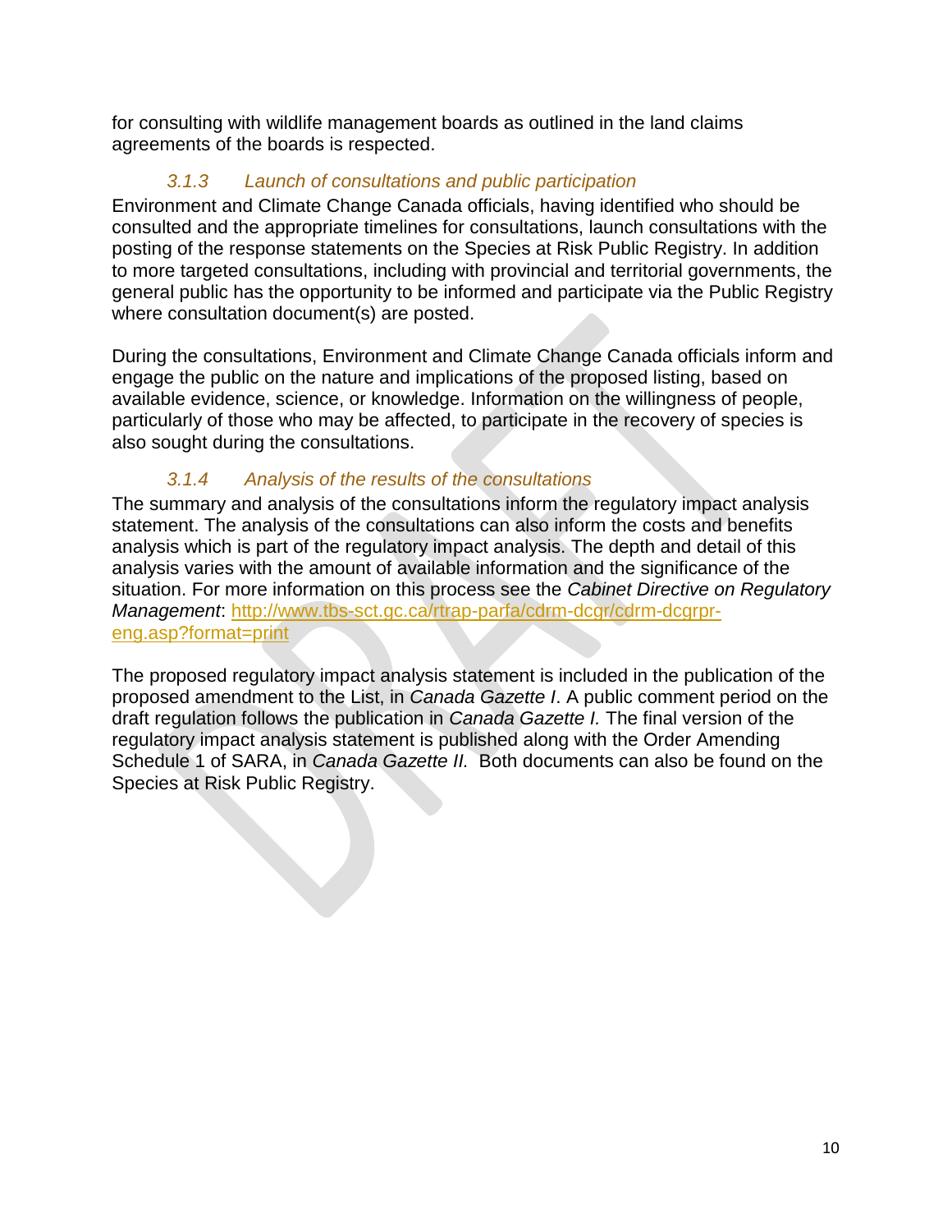for consulting with wildlife management boards as outlined in the land claims agreements of the boards is respected.

### *3.1.3 Launch of consultations and public participation*

Environment and Climate Change Canada officials, having identified who should be consulted and the appropriate timelines for consultations, launch consultations with the posting of the response statements on the Species at Risk Public Registry. In addition to more targeted consultations, including with provincial and territorial governments, the general public has the opportunity to be informed and participate via the Public Registry where consultation document(s) are posted.

During the consultations, Environment and Climate Change Canada officials inform and engage the public on the nature and implications of the proposed listing, based on available evidence, science, or knowledge. Information on the willingness of people, particularly of those who may be affected, to participate in the recovery of species is also sought during the consultations.

### *3.1.4 Analysis of the results of the consultations*

The summary and analysis of the consultations inform the regulatory impact analysis statement. The analysis of the consultations can also inform the costs and benefits analysis which is part of the regulatory impact analysis. The depth and detail of this analysis varies with the amount of available information and the significance of the situation. For more information on this process see the *Cabinet Directive on Regulatory Management*: [http://www.tbs-sct.gc.ca/rtrap-parfa/cdrm-dcgr/cdrm-dcgrpr-eng.asp?format=print](http://www.tbs-sct.gc.ca/rtrap-parfa/cdrm-dcgr/cdrm-dcgrpr-eng.asp?format=print)

The proposed regulatory impact analysis statement is included in the publication of the proposed amendment to the List, in *Canada Gazette I*. A public comment period on the draft regulation follows the publication in *Canada Gazette I.* The final version of the regulatory impact analysis statement is published along with the Order Amending Schedule 1 of SARA, in *Canada Gazette II.* Both documents can also be found on the Species at Risk Public Registry.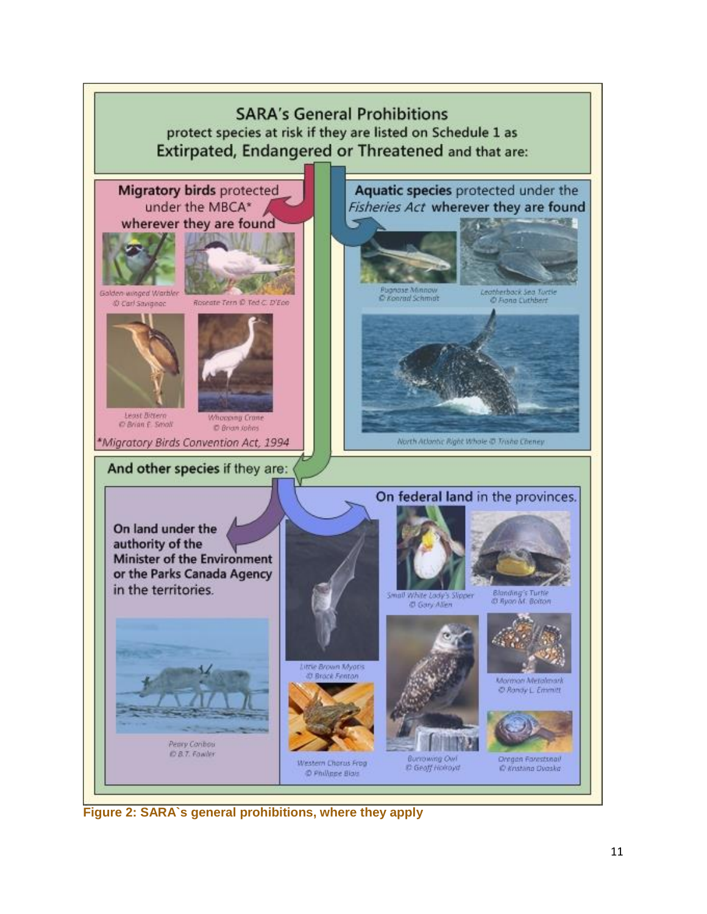## SARA's General Prohibitions

protect species at risk if they are listed on Schedule 1 as **Extirpated, Endangered or Threatened** and that are:

**Migratory birds** protected under the MBCA* wherever they are found

Golden-winged Warbler © Carl Savignac

Roseate Tern © Ted C. D'Eon

Least Bittern © Brian E. Small

Whooping Crane © Brian Johns

*Migratory Birds Convention Act, 1994

**Aquatic species** protected under the *Fisheries Act* wherever they are found

Pugnose Minnow © Konrad Schmidt

Leatherback Sea Turtle © Fiona Cuthbert

North Atlantic Right Whale © Trisha Cheney

**And other species** if they are:

On land under the authority of the Minister of the Environment or the Parks Canada Agency in the territories.

Peary Caribou © B.T. Fowler

**On federal land** in the provinces.

Little Brown Myotis © Brock Fenton

Western Chorus Frog © Phillippe Blais

Small White Lady's Slipper © Gary Allen

Blanding's Turtle © Ryan M. Bolton

Burrowing Owl © Geoff Holroyd

Mormon Metalmark © Randy L. Emmitt

Oregon Forestsnail © Kristiina Ovaska

**Figure 2: SARA`s general prohibitions, where they apply**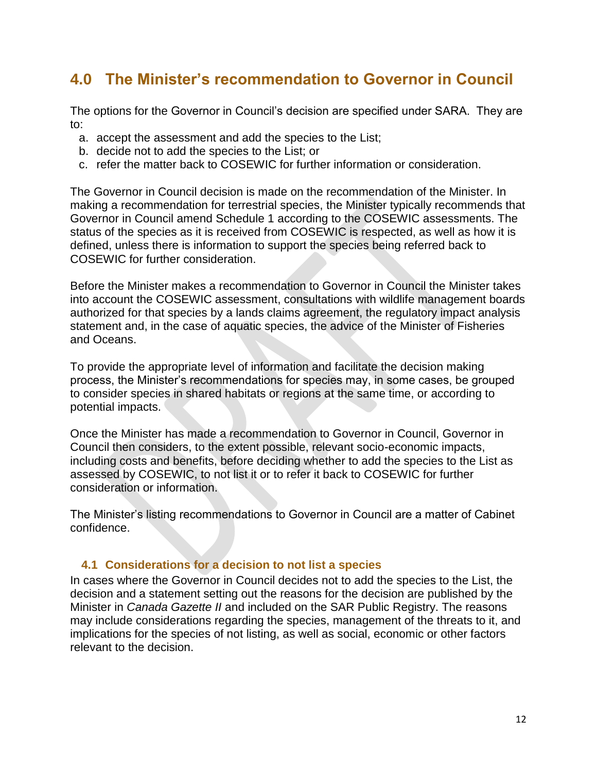## 4.0 The Minister's recommendation to Governor in Council

The options for the Governor in Council's decision are specified under SARA. They are to:

a. accept the assessment and add the species to the List;
b. decide not to add the species to the List; or
c. refer the matter back to COSEWIC for further information or consideration.

The Governor in Council decision is made on the recommendation of the Minister. In making a recommendation for terrestrial species, the Minister typically recommends that Governor in Council amend Schedule 1 according to the COSEWIC assessments. The status of the species as it is received from COSEWIC is respected, as well as how it is defined, unless there is information to support the species being referred back to COSEWIC for further consideration.

Before the Minister makes a recommendation to Governor in Council the Minister takes into account the COSEWIC assessment, consultations with wildlife management boards authorized for that species by a lands claims agreement, the regulatory impact analysis statement and, in the case of aquatic species, the advice of the Minister of Fisheries and Oceans.

To provide the appropriate level of information and facilitate the decision making process, the Minister's recommendations for species may, in some cases, be grouped to consider species in shared habitats or regions at the same time, or according to potential impacts.

Once the Minister has made a recommendation to Governor in Council, Governor in Council then considers, to the extent possible, relevant socio-economic impacts, including costs and benefits, before deciding whether to add the species to the List as assessed by COSEWIC, to not list it or to refer it back to COSEWIC for further consideration or information.

The Minister's listing recommendations to Governor in Council are a matter of Cabinet confidence.

### 4.1 Considerations for a decision to not list a species

In cases where the Governor in Council decides not to add the species to the List, the decision and a statement setting out the reasons for the decision are published by the Minister in *Canada Gazette II* and included on the SAR Public Registry. The reasons may include considerations regarding the species, management of the threats to it, and implications for the species of not listing, as well as social, economic or other factors relevant to the decision.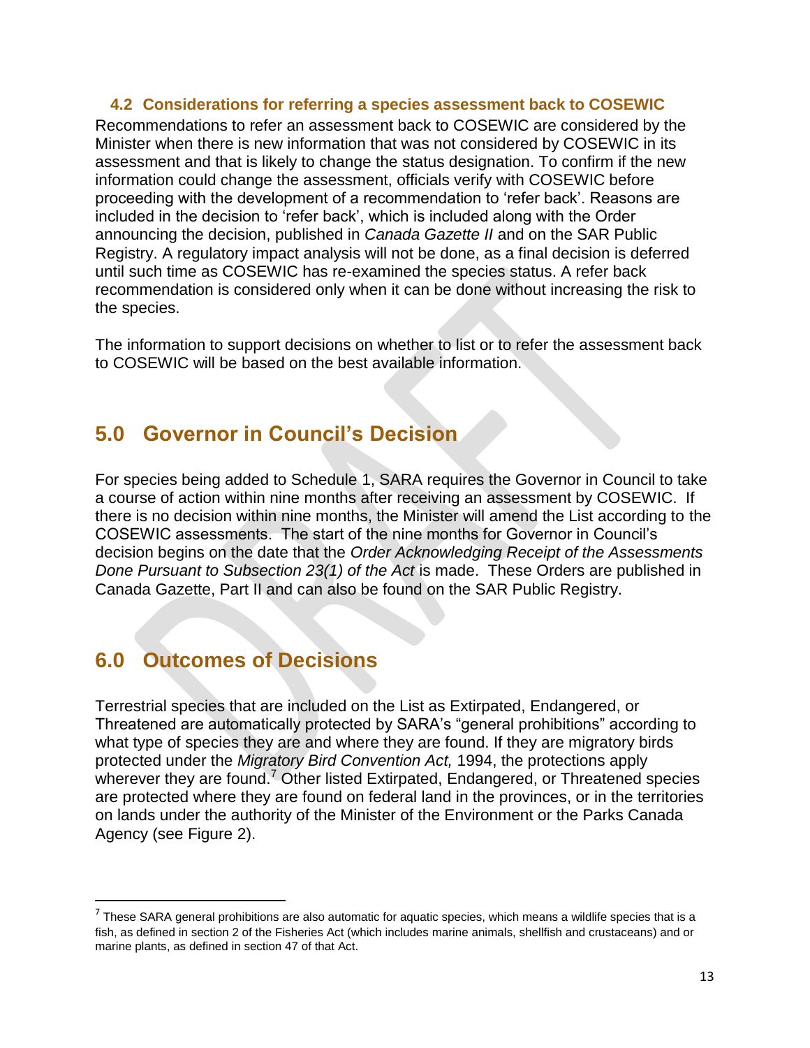### 4.2 Considerations for referring a species assessment back to COSEWIC

Recommendations to refer an assessment back to COSEWIC are considered by the Minister when there is new information that was not considered by COSEWIC in its assessment and that is likely to change the status designation. To confirm if the new information could change the assessment, officials verify with COSEWIC before proceeding with the development of a recommendation to 'refer back'. Reasons are included in the decision to 'refer back', which is included along with the Order announcing the decision, published in *Canada Gazette II* and on the SAR Public Registry. A regulatory impact analysis will not be done, as a final decision is deferred until such time as COSEWIC has re-examined the species status. A refer back recommendation is considered only when it can be done without increasing the risk to the species.

The information to support decisions on whether to list or to refer the assessment back to COSEWIC will be based on the best available information.

## 5.0 Governor in Council's Decision

For species being added to Schedule 1, SARA requires the Governor in Council to take a course of action within nine months after receiving an assessment by COSEWIC. If there is no decision within nine months, the Minister will amend the List according to the COSEWIC assessments. The start of the nine months for Governor in Council's decision begins on the date that the *Order Acknowledging Receipt of the Assessments Done Pursuant to Subsection 23(1) of the Act* is made. These Orders are published in Canada Gazette, Part II and can also be found on the SAR Public Registry.

## 6.0 Outcomes of Decisions

Terrestrial species that are included on the List as Extirpated, Endangered, or Threatened are automatically protected by SARA's "general prohibitions" according to what type of species they are and where they are found. If they are migratory birds protected under the *Migratory Bird Convention Act,* 1994, the protections apply wherever they are found.[7] Other listed Extirpated, Endangered, or Threatened species are protected where they are found on federal land in the provinces, or in the territories on lands under the authority of the Minister of the Environment or the Parks Canada Agency (see Figure 2).

---

[7] These SARA general prohibitions are also automatic for aquatic species, which means a wildlife species that is a fish, as defined in section 2 of the Fisheries Act (which includes marine animals, shellfish and crustaceans) and or marine plants, as defined in section 47 of that Act.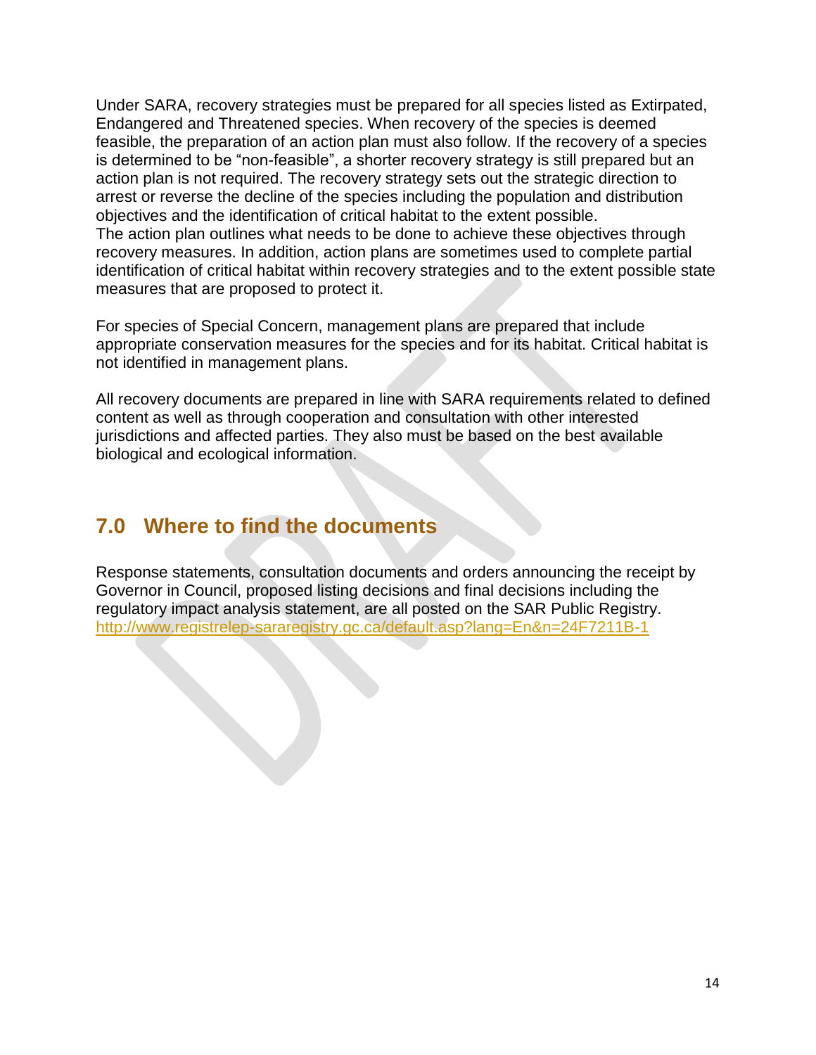Under SARA, recovery strategies must be prepared for all species listed as Extirpated, Endangered and Threatened species. When recovery of the species is deemed feasible, the preparation of an action plan must also follow. If the recovery of a species is determined to be "non-feasible", a shorter recovery strategy is still prepared but an action plan is not required. The recovery strategy sets out the strategic direction to arrest or reverse the decline of the species including the population and distribution objectives and the identification of critical habitat to the extent possible.
The action plan outlines what needs to be done to achieve these objectives through recovery measures. In addition, action plans are sometimes used to complete partial identification of critical habitat within recovery strategies and to the extent possible state measures that are proposed to protect it.

For species of Special Concern, management plans are prepared that include appropriate conservation measures for the species and for its habitat. Critical habitat is not identified in management plans.

All recovery documents are prepared in line with SARA requirements related to defined content as well as through cooperation and consultation with other interested jurisdictions and affected parties. They also must be based on the best available biological and ecological information.

## 7.0 Where to find the documents

Response statements, consultation documents and orders announcing the receipt by Governor in Council, proposed listing decisions and final decisions including the regulatory impact analysis statement, are all posted on the SAR Public Registry.
http://www.registrelep-sararegistry.gc.ca/default.asp?lang=En&n=24F7211B-1